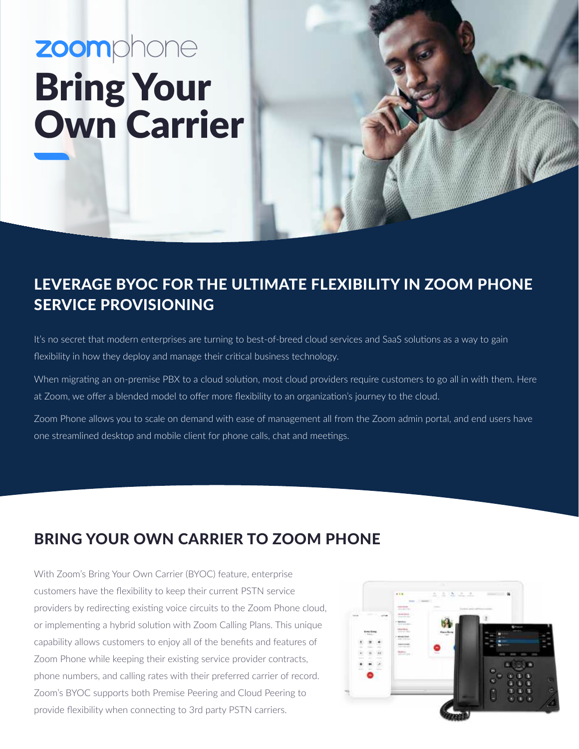zoomphone

# Bring Your Own Carrier

## LEVERAGE BYOC FOR THE ULTIMATE FLEXIBILITY IN ZOOM PHONE SERVICE PROVISIONING

It's no secret that modern enterprises are turning to best-of-breed cloud services and SaaS solutions as a way to gain flexibility in how they deploy and manage their critical business technology.

When migrating an on-premise PBX to a cloud solution, most cloud providers require customers to go all in with them. Here at Zoom, we offer a blended model to offer more flexibility to an organization's journey to the cloud.

Zoom Phone allows you to scale on demand with ease of management all from the Zoom admin portal, and end users have one streamlined desktop and mobile client for phone calls, chat and meetings.

## BRING YOUR OWN CARRIER TO ZOOM PHONE

With Zoom's Bring Your Own Carrier (BYOC) feature, enterprise customers have the flexibility to keep their current PSTN service providers by redirecting existing voice circuits to the Zoom Phone cloud, or implementing a hybrid solution with Zoom Calling Plans. This unique capability allows customers to enjoy all of the benefits and features of Zoom Phone while keeping their existing service provider contracts, phone numbers, and calling rates with their preferred carrier of record. Zoom's BYOC supports both Premise Peering and Cloud Peering to provide flexibility when connecting to 3rd party PSTN carriers.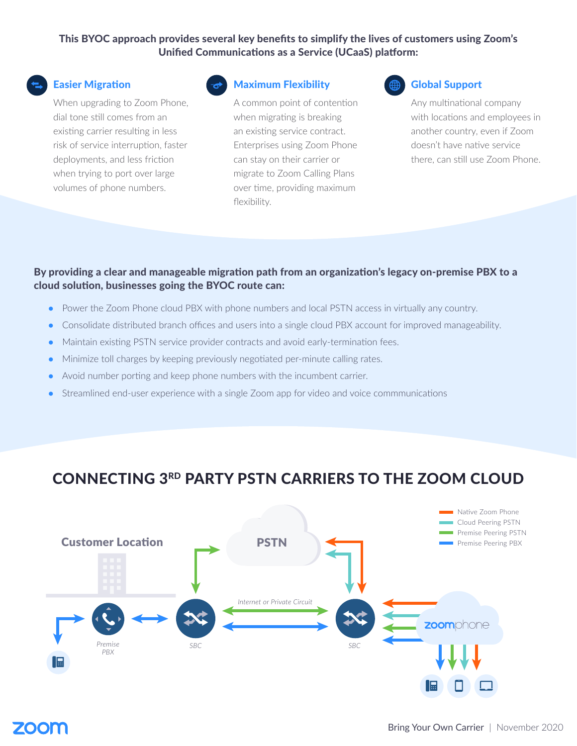**This BYOC approach provides several key benefits to simplify the lives of customers using Zoom's Unified Communications as a Service (UCaaS) platform:**

### Easier Migration

When upgrading to Zoom Phone, dial tone still comes from an existing carrier resulting in less risk of service interruption, faster deployments, and less friction when trying to port over large volumes of phone numbers.

### Maximum Flexibility

A common point of contention when migrating is breaking an existing service contract. Enterprises using Zoom Phone can stay on their carrier or migrate to Zoom Calling Plans over time, providing maximum flexibility.

### Global Support

Any multinational company with locations and employees in another country, even if Zoom doesn't have native service there, can still use Zoom Phone.

**By providing a clear and manageable migration path from an organization's legacy on-premise PBX to a cloud solution, businesses going the BYOC route can:**

- Power the Zoom Phone cloud PBX with phone numbers and local PSTN access in virtually any country.
- Consolidate distributed branch offices and users into a single cloud PBX account for improved manageability.
- Maintain existing PSTN service provider contracts and avoid early-termination fees.
- Minimize toll charges by keeping previously negotiated per-minute calling rates.
- Avoid number porting and keep phone numbers with the incumbent carrier.
- Streamlined end-user experience with a single Zoom app for video and voice commmunications

## CONNECTING 3RD PARTY PSTN CARRIERS TO THE ZOOM CLOUD

Customer Location

PSTN

Native Zoom Phone
Cloud Peering PSTN
Premise Peering PSTN
Premise Peering PBX

Internet or Private Circuit

Premise PBX

SBC

SBC

zoomphone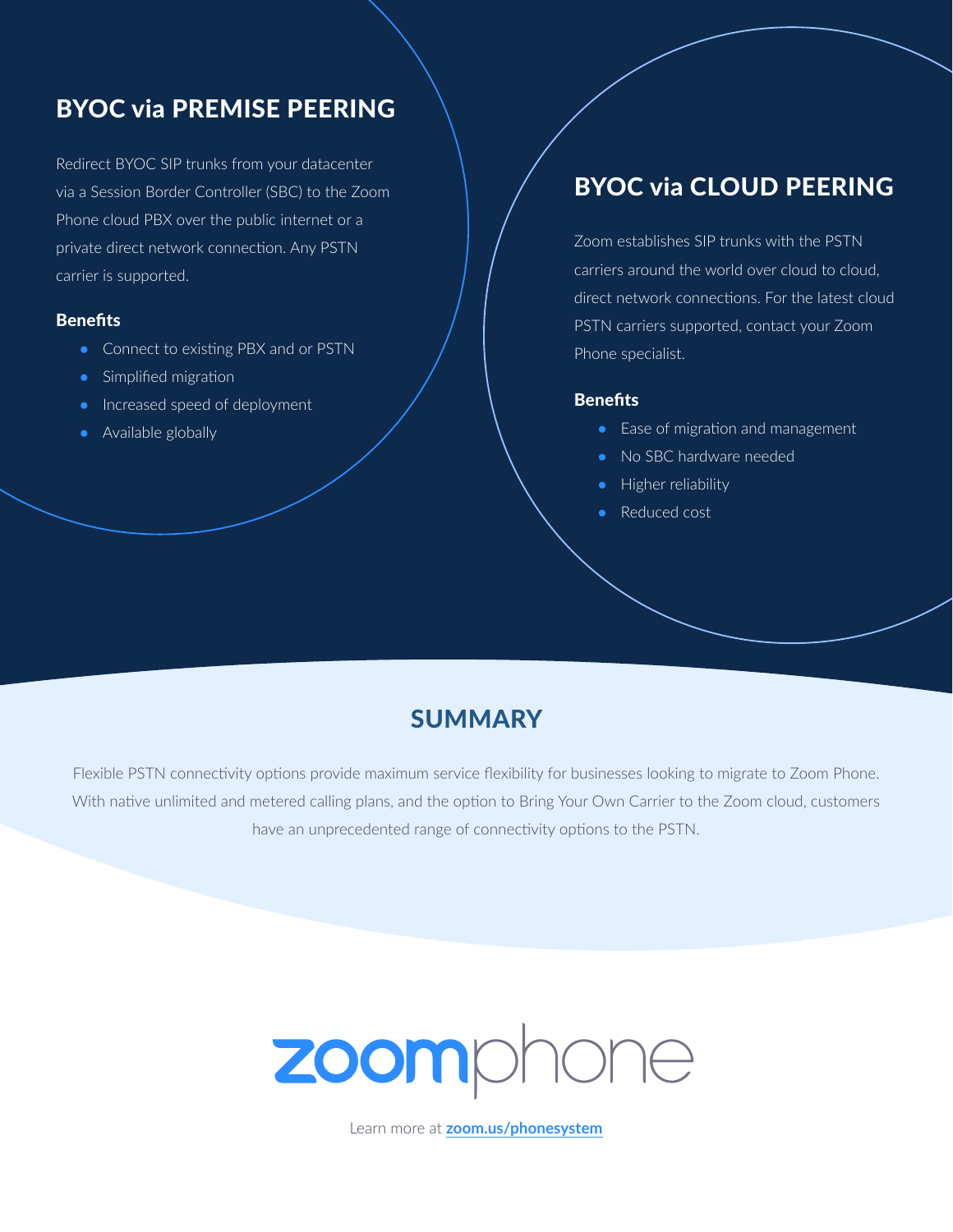## BYOC via PREMISE PEERING

Redirect BYOC SIP trunks from your datacenter via a Session Border Controller (SBC) to the Zoom Phone cloud PBX over the public internet or a private direct network connection. Any PSTN carrier is supported.

### Benefits

- Connect to existing PBX and or PSTN
- Simplified migration
- Increased speed of deployment
- Available globally

## BYOC via CLOUD PEERING

Zoom establishes SIP trunks with the PSTN carriers around the world over cloud to cloud, direct network connections. For the latest cloud PSTN carriers supported, contact your Zoom Phone specialist.

### Benefits

- Ease of migration and management
- No SBC hardware needed
- Higher reliability
- Reduced cost

## SUMMARY

Flexible PSTN connectivity options provide maximum service flexibility for businesses looking to migrate to Zoom Phone. With native unlimited and metered calling plans, and the option to Bring Your Own Carrier to the Zoom cloud, customers have an unprecedented range of connectivity options to the PSTN.

zoomphone

Learn more at **zoom.us/phonesystem**